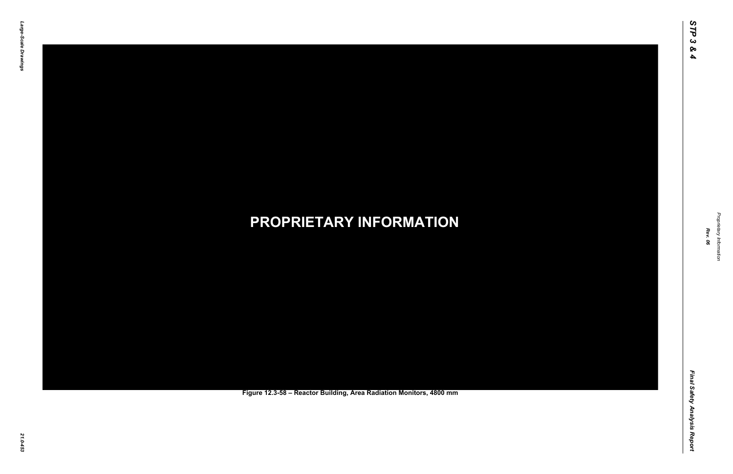PROPRIETARY INFORMATION

Figure 12.3-58 – Reactor Building, Area Radiation Monitors, 4800 mm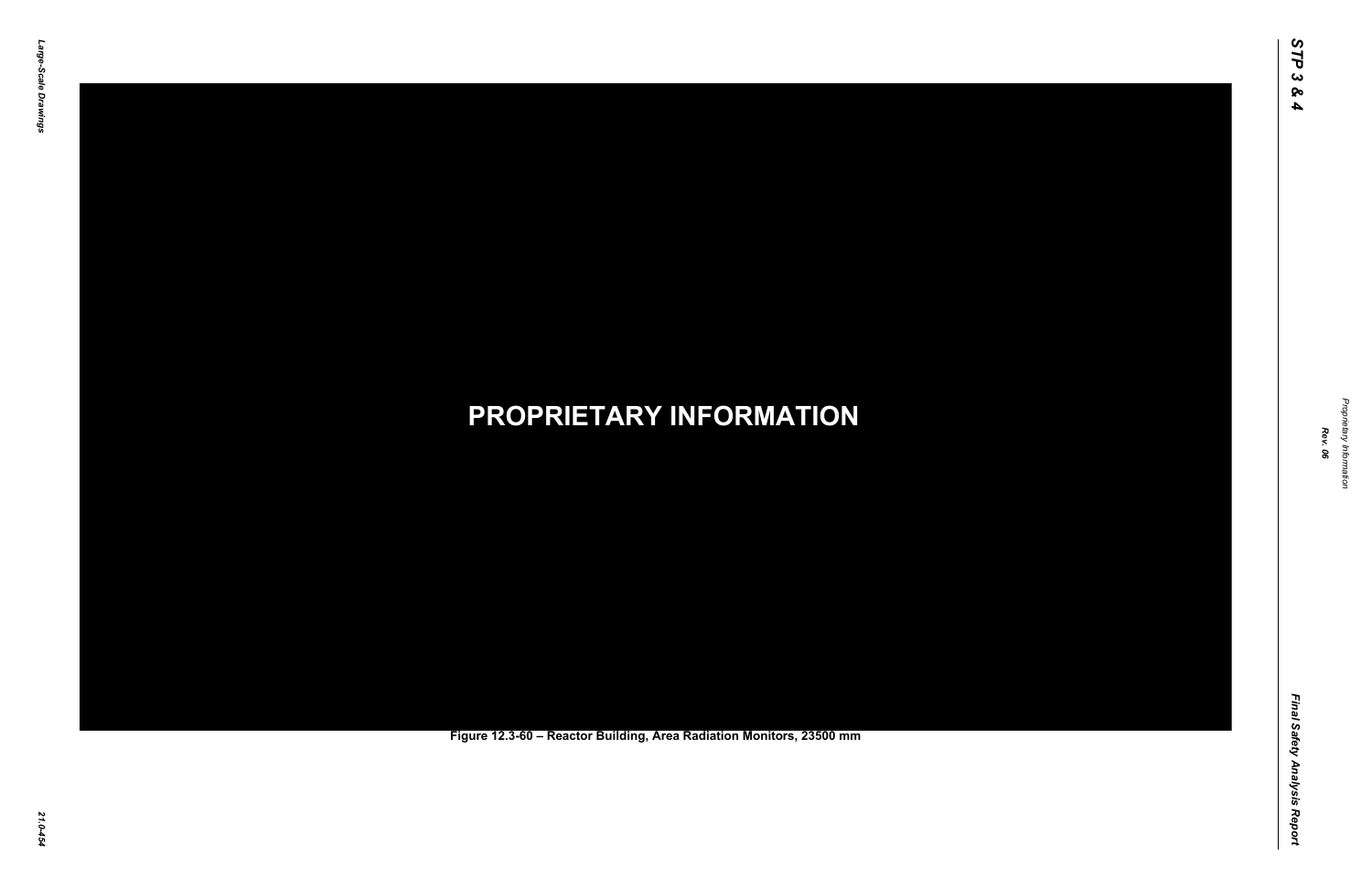PROPRIETARY INFORMATION

Figure 12.3-60 – Reactor Building, Area Radiation Monitors, 23500 mm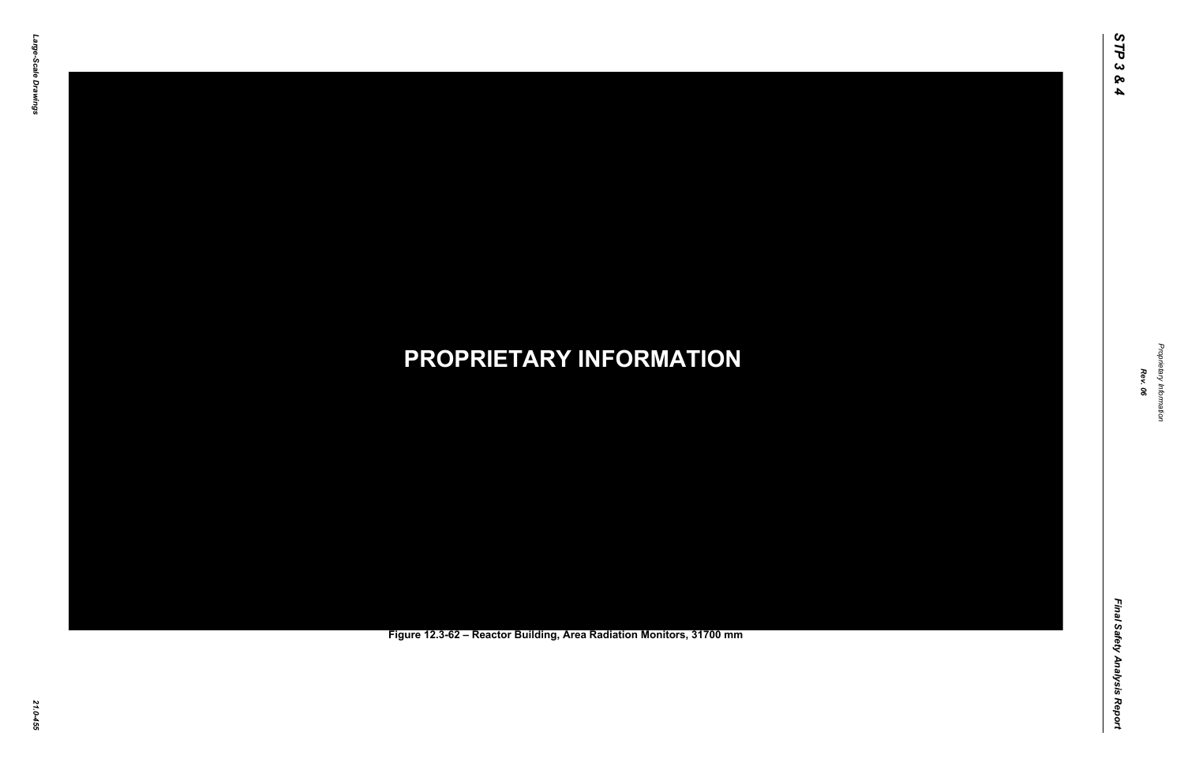**PROPRIETARY INFORMATION**

**Figure 12.3-62 – Reactor Building, Area Radiation Monitors, 31700 mm**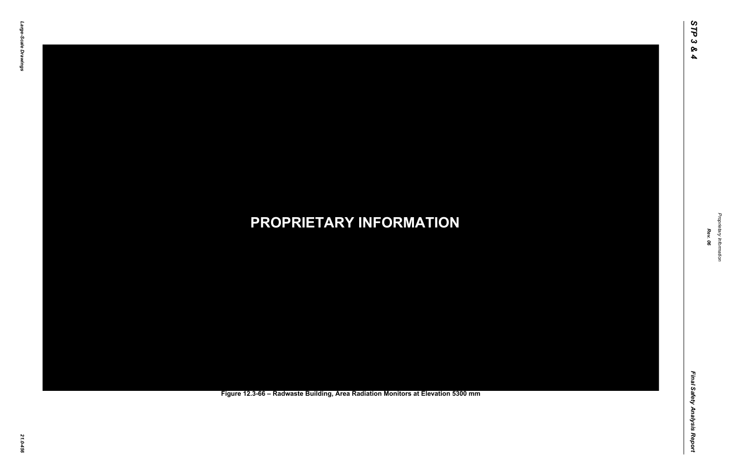PROPRIETARY INFORMATION

Figure 12.3-66 – Radwaste Building, Area Radiation Monitors at Elevation 5300 mm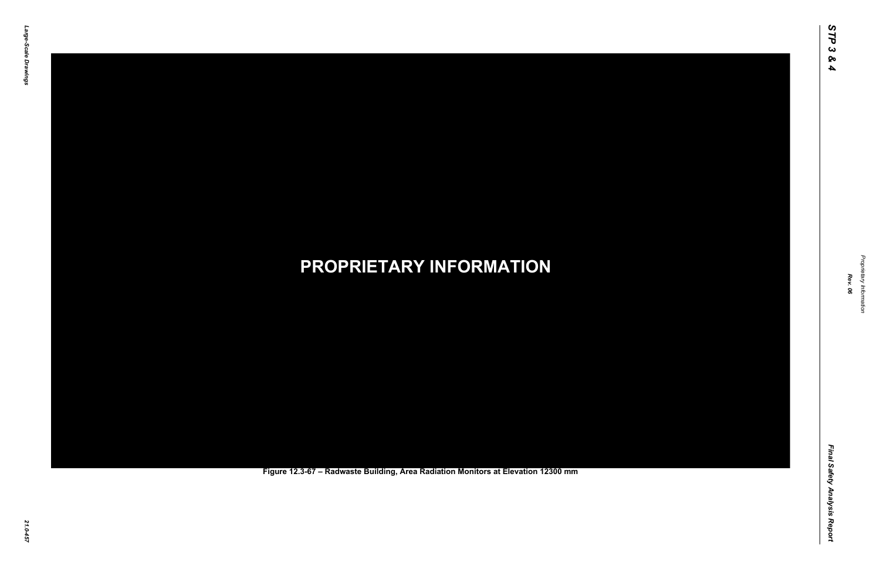**PROPRIETARY INFORMATION**

Figure 12.3-67 – Radwaste Building, Area Radiation Monitors at Elevation 12300 mm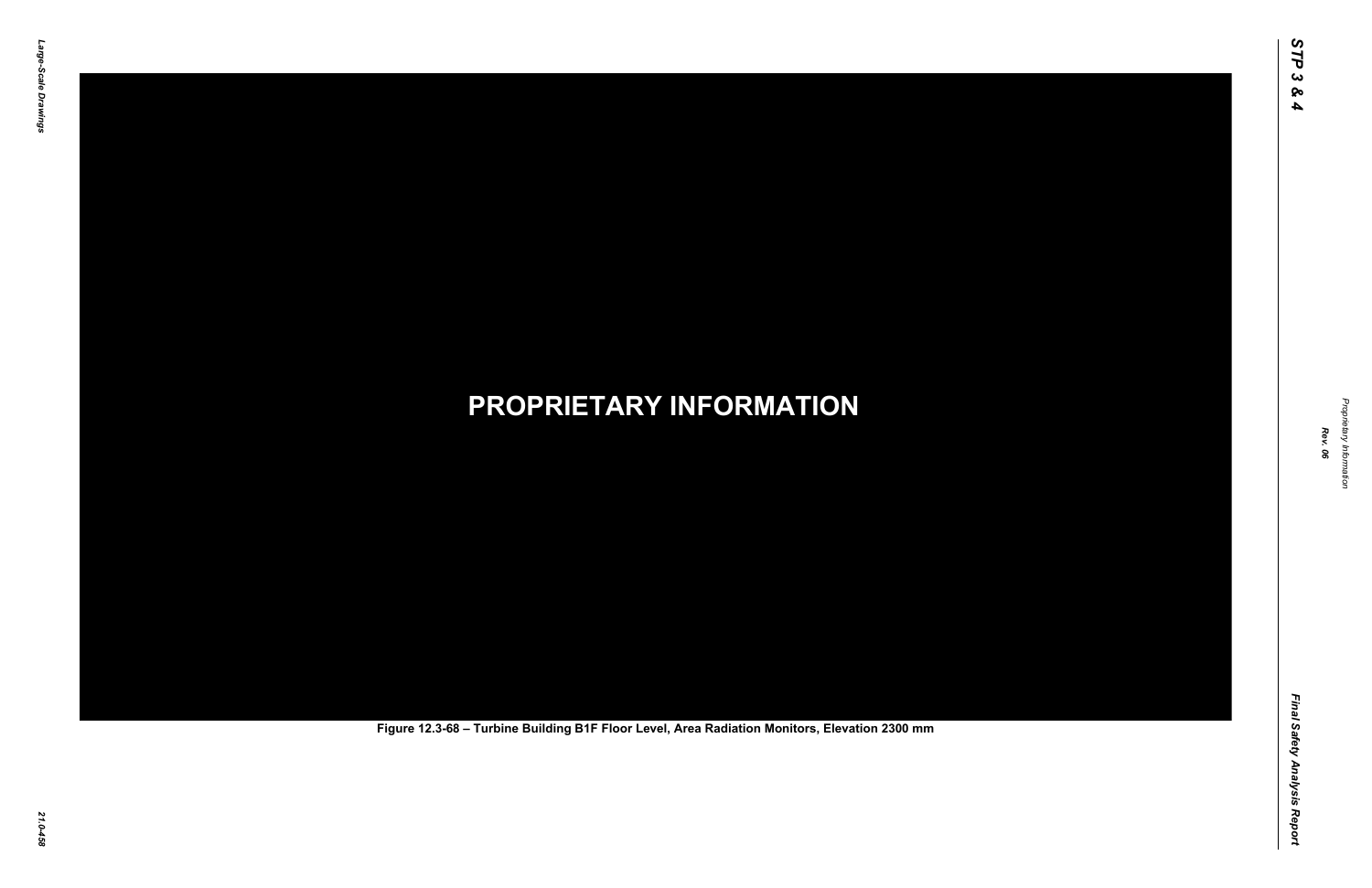**PROPRIETARY INFORMATION**

Figure 12.3-68 – Turbine Building B1F Floor Level, Area Radiation Monitors, Elevation 2300 mm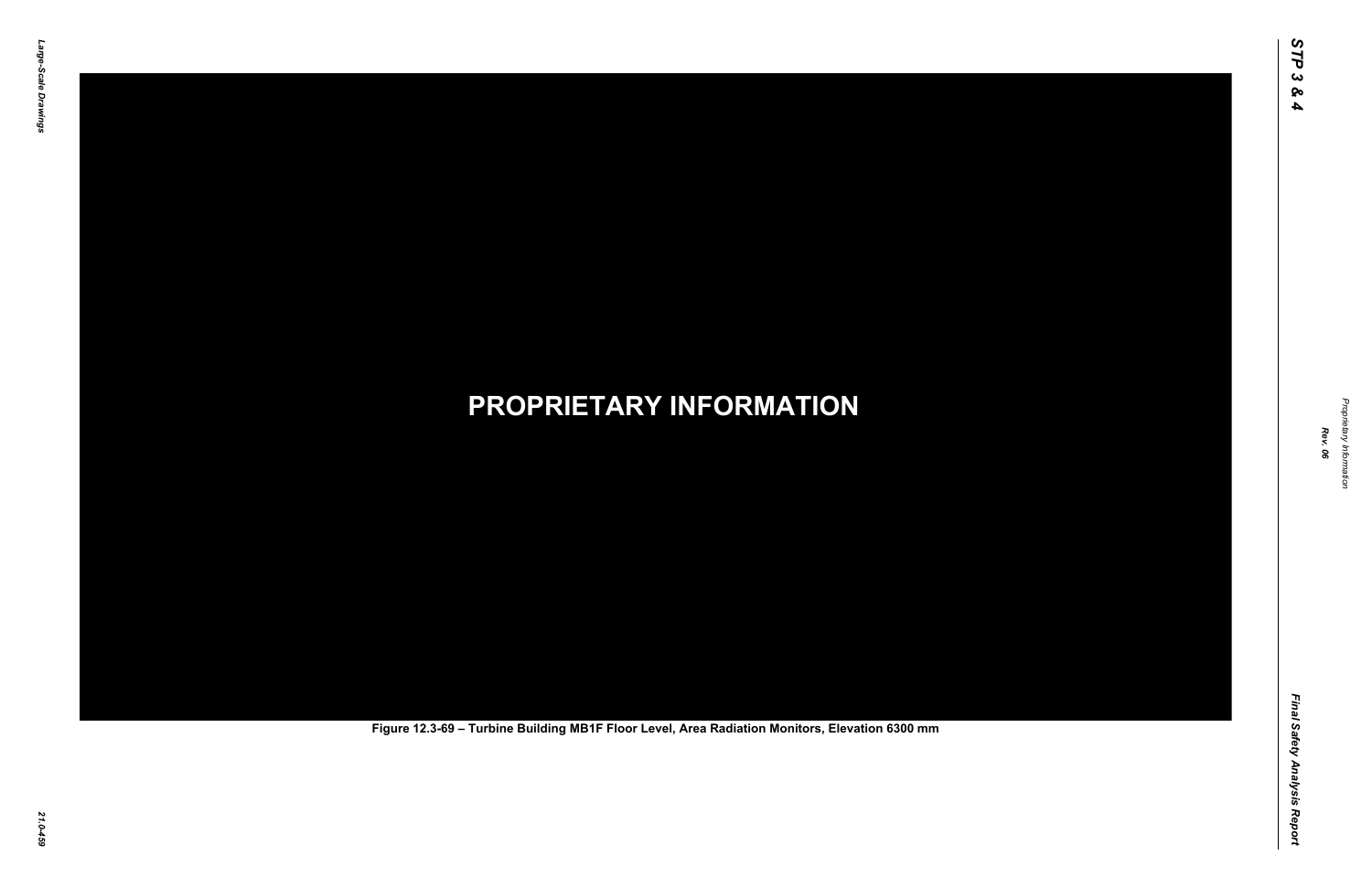**PROPRIETARY INFORMATION**

Figure 12.3-69 – Turbine Building MB1F Floor Level, Area Radiation Monitors, Elevation 6300 mm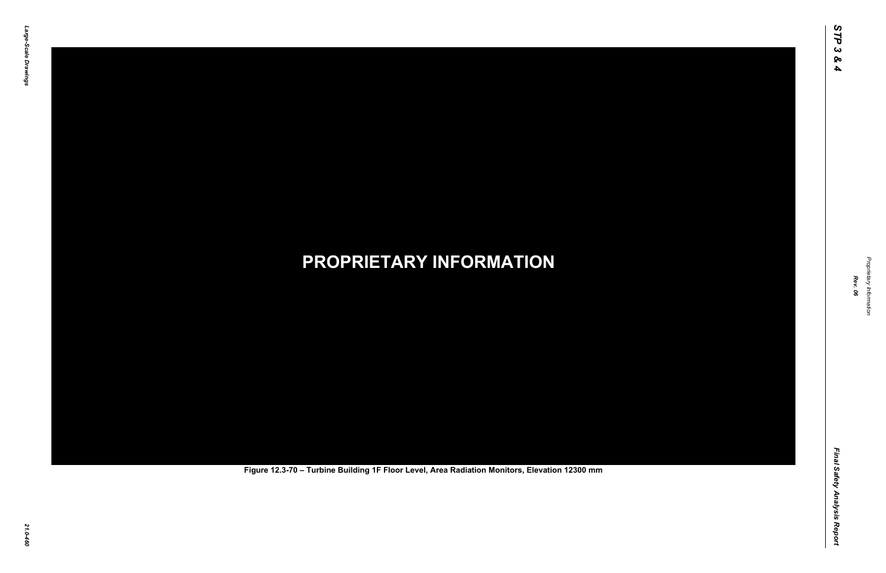**PROPRIETARY INFORMATION**

Figure 12.3-70 – Turbine Building 1F Floor Level, Area Radiation Monitors, Elevation 12300 mm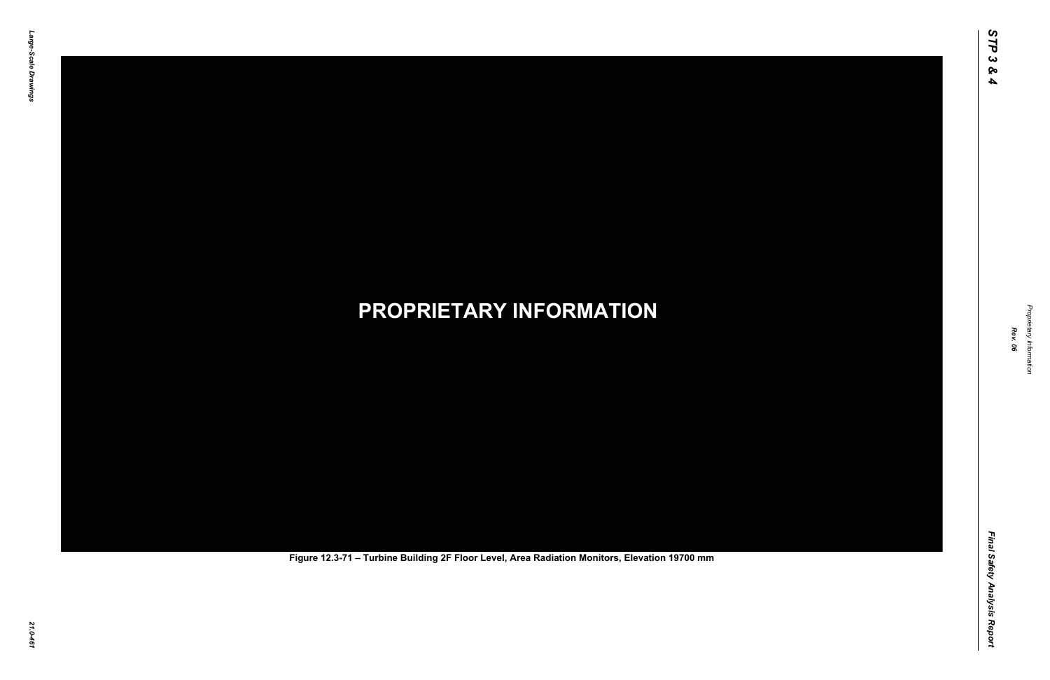**PROPRIETARY INFORMATION**

Figure 12.3-71 – Turbine Building 2F Floor Level, Area Radiation Monitors, Elevation 19700 mm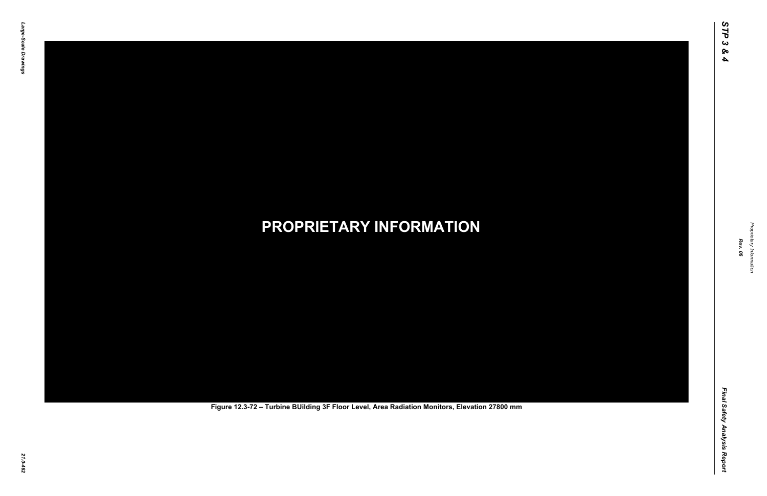**PROPRIETARY INFORMATION**

Figure 12.3-72 – Turbine BUilding 3F Floor Level, Area Radiation Monitors, Elevation 27800 mm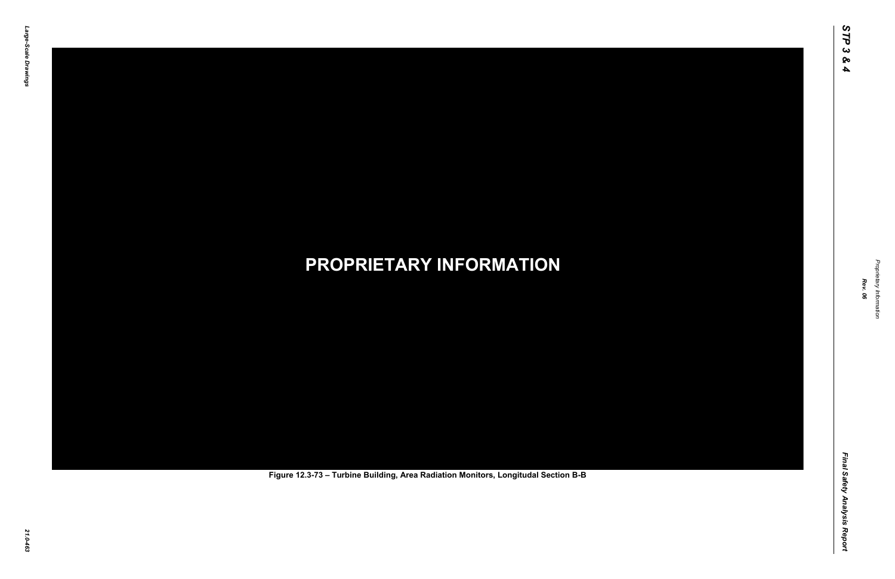**PROPRIETARY INFORMATION**

Figure 12.3-73 – Turbine Building, Area Radiation Monitors, Longitudal Section B-B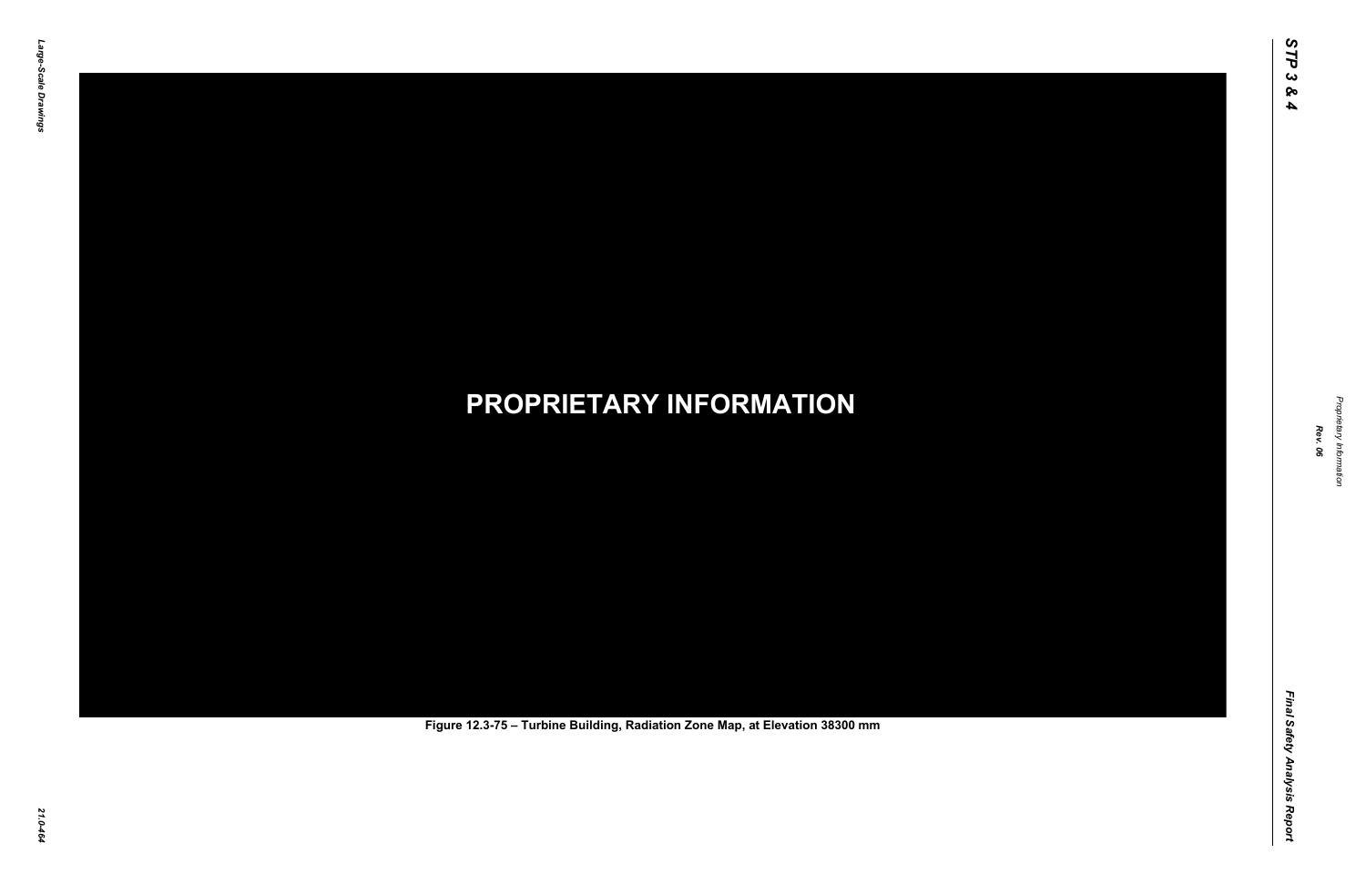**PROPRIETARY INFORMATION**

Figure 12.3-75 – Turbine Building, Radiation Zone Map, at Elevation 38300 mm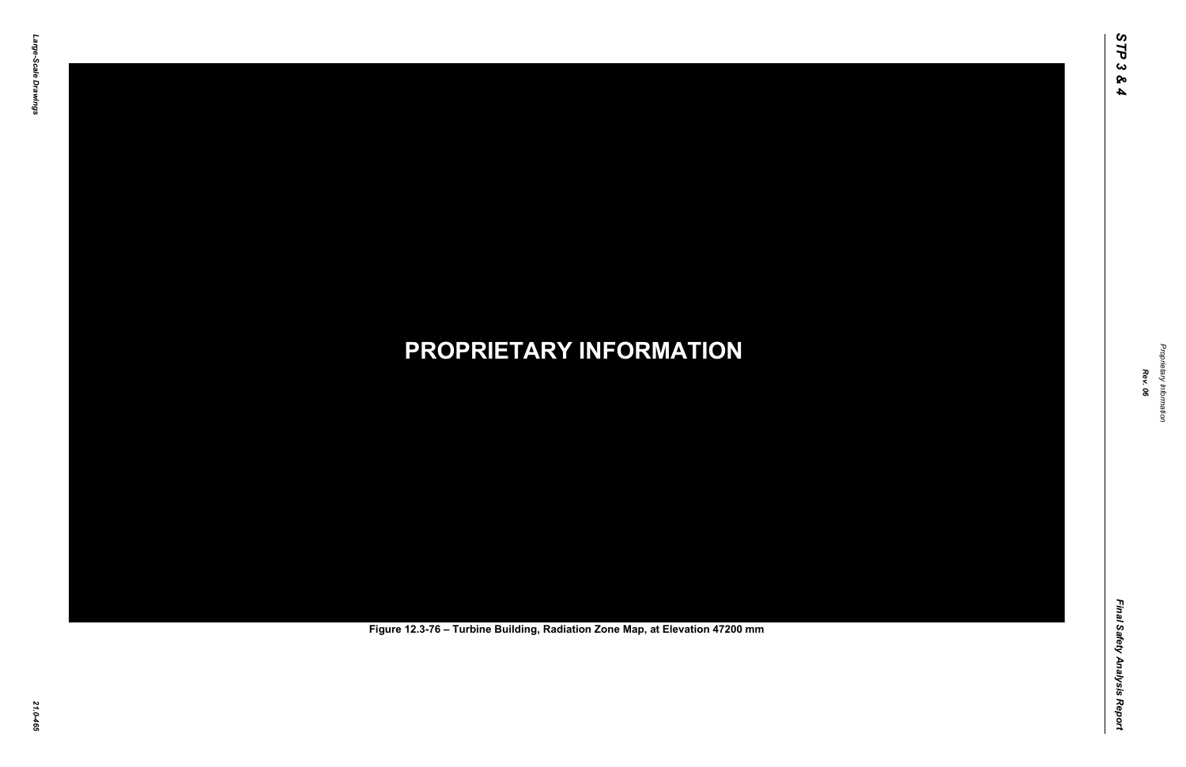**PROPRIETARY INFORMATION**

Figure 12.3-76 – Turbine Building, Radiation Zone Map, at Elevation 47200 mm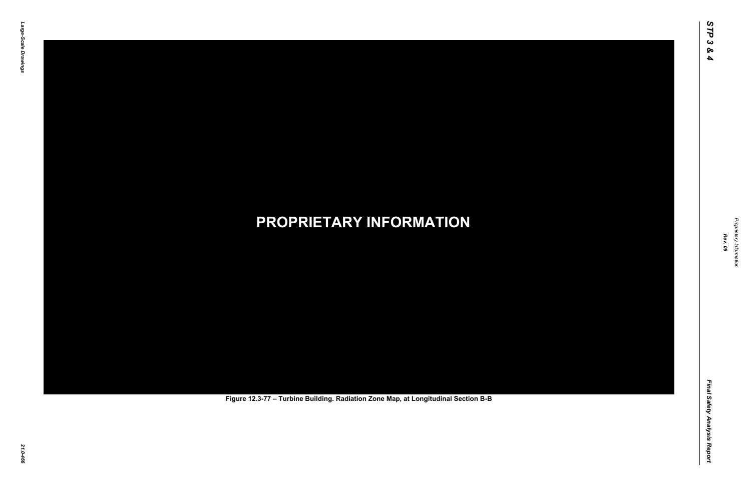**PROPRIETARY INFORMATION**

Figure 12.3-77 – Turbine Building. Radiation Zone Map, at Longitudinal Section B-B